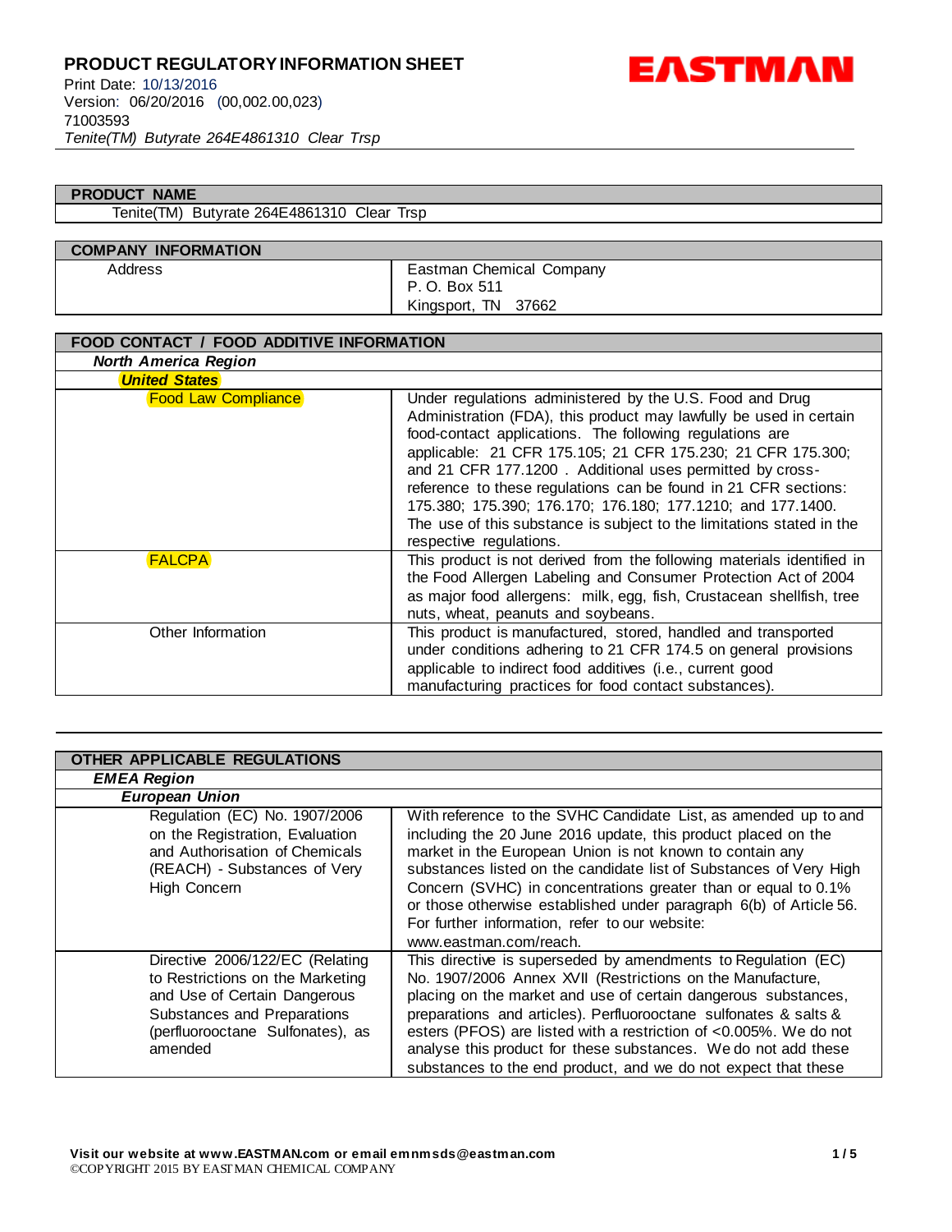# PRODUCT REGULATORY INFORMATION SHEET

Print Date: 10/13/2016
Version: 06/20/2016 (00,002.00,023)
71003593
*Tenite(TM) Butyrate 264E4861310 Clear Trsp*

| PRODUCT NAME |
|---|
| Tenite(TM) Butyrate 264E4861310 Clear Trsp |

| COMPANY INFORMATION | |
|---|---|
| Address | Eastman Chemical Company<br>P. O. Box 511<br>Kingsport, TN 37662 |

| FOOD CONTACT / FOOD ADDITIVE INFORMATION | |
|---|---|
| ***North America Region*** | |
| ***United States*** | |
| Food Law Compliance | Under regulations administered by the U.S. Food and Drug Administration (FDA), this product may lawfully be used in certain food-contact applications. The following regulations are applicable: 21 CFR 175.105; 21 CFR 175.230; 21 CFR 175.300; and 21 CFR 177.1200 . Additional uses permitted by cross-reference to these regulations can be found in 21 CFR sections: 175.380; 175.390; 176.170; 176.180; 177.1210; and 177.1400. The use of this substance is subject to the limitations stated in the respective regulations. |
| FALCPA | This product is not derived from the following materials identified in the Food Allergen Labeling and Consumer Protection Act of 2004 as major food allergens: milk, egg, fish, Crustacean shellfish, tree nuts, wheat, peanuts and soybeans. |
| Other Information | This product is manufactured, stored, handled and transported under conditions adhering to 21 CFR 174.5 on general provisions applicable to indirect food additives (i.e., current good manufacturing practices for food contact substances). |

| OTHER APPLICABLE REGULATIONS | |
|---|---|
| ***EMEA Region*** | |
| ***European Union*** | |
| Regulation (EC) No. 1907/2006 on the Registration, Evaluation and Authorisation of Chemicals (REACH) - Substances of Very High Concern | With reference to the SVHC Candidate List, as amended up to and including the 20 June 2016 update, this product placed on the market in the European Union is not known to contain any substances listed on the candidate list of Substances of Very High Concern (SVHC) in concentrations greater than or equal to 0.1% or those otherwise established under paragraph 6(b) of Article 56. For further information, refer to our website: www.eastman.com/reach. |
| Directive 2006/122/EC (Relating to Restrictions on the Marketing and Use of Certain Dangerous Substances and Preparations (perfluorooctane Sulfonates), as amended | This directive is superseded by amendments to Regulation (EC) No. 1907/2006 Annex XVII (Restrictions on the Manufacture, placing on the market and use of certain dangerous substances, preparations and articles). Perfluorooctane sulfonates & salts & esters (PFOS) are listed with a restriction of <0.005%. We do not analyse this product for these substances. We do not add these substances to the end product, and we do not expect that these |

**Visit our website at www.EASTMAN.com or email emnmsds@eastman.com**
©COPYRIGHT 2015 BY EASTMAN CHEMICAL COMPANY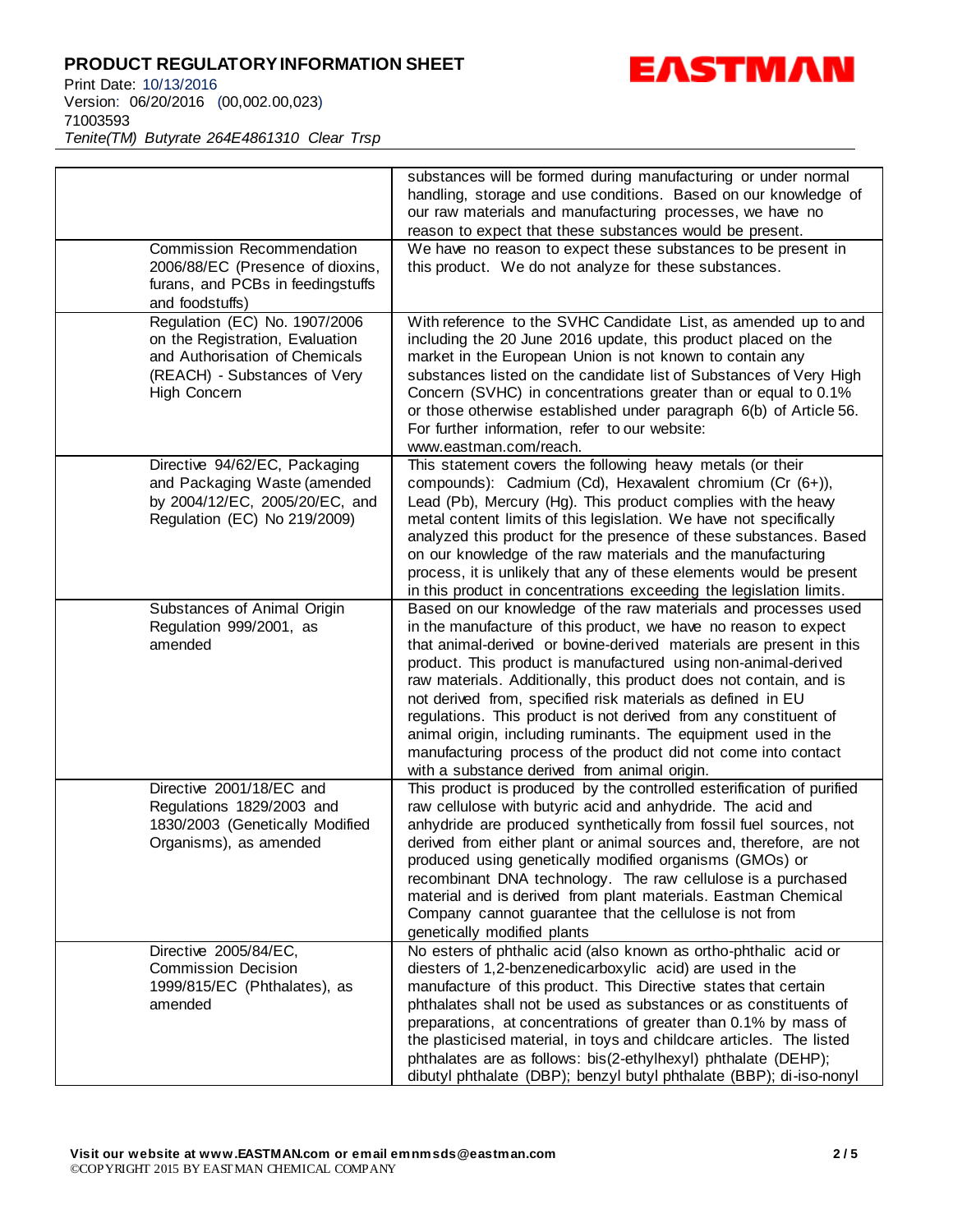| | |
|---|---|
| | substances will be formed during manufacturing or under normal handling, storage and use conditions. Based on our knowledge of our raw materials and manufacturing processes, we have no reason to expect that these substances would be present. |
| Commission Recommendation 2006/88/EC (Presence of dioxins, furans, and PCBs in feedingstuffs and foodstuffs) | We have no reason to expect these substances to be present in this product. We do not analyze for these substances. |
| Regulation (EC) No. 1907/2006 on the Registration, Evaluation and Authorisation of Chemicals (REACH) - Substances of Very High Concern | With reference to the SVHC Candidate List, as amended up to and including the 20 June 2016 update, this product placed on the market in the European Union is not known to contain any substances listed on the candidate list of Substances of Very High Concern (SVHC) in concentrations greater than or equal to 0.1% or those otherwise established under paragraph 6(b) of Article 56. For further information, refer to our website: www.eastman.com/reach. |
| Directive 94/62/EC, Packaging and Packaging Waste (amended by 2004/12/EC, 2005/20/EC, and Regulation (EC) No 219/2009) | This statement covers the following heavy metals (or their compounds): Cadmium (Cd), Hexavalent chromium (Cr (6+)), Lead (Pb), Mercury (Hg). This product complies with the heavy metal content limits of this legislation. We have not specifically analyzed this product for the presence of these substances. Based on our knowledge of the raw materials and the manufacturing process, it is unlikely that any of these elements would be present in this product in concentrations exceeding the legislation limits. |
| Substances of Animal Origin Regulation 999/2001, as amended | Based on our knowledge of the raw materials and processes used in the manufacture of this product, we have no reason to expect that animal-derived or bovine-derived materials are present in this product. This product is manufactured using non-animal-derived raw materials. Additionally, this product does not contain, and is not derived from, specified risk materials as defined in EU regulations. This product is not derived from any constituent of animal origin, including ruminants. The equipment used in the manufacturing process of the product did not come into contact with a substance derived from animal origin. |
| Directive 2001/18/EC and Regulations 1829/2003 and 1830/2003 (Genetically Modified Organisms), as amended | This product is produced by the controlled esterification of purified raw cellulose with butyric acid and anhydride. The acid and anhydride are produced synthetically from fossil fuel sources, not derived from either plant or animal sources and, therefore, are not produced using genetically modified organisms (GMOs) or recombinant DNA technology. The raw cellulose is a purchased material and is derived from plant materials. Eastman Chemical Company cannot guarantee that the cellulose is not from genetically modified plants |
| Directive 2005/84/EC, Commission Decision 1999/815/EC (Phthalates), as amended | No esters of phthalic acid (also known as ortho-phthalic acid or diesters of 1,2-benzenedicarboxylic acid) are used in the manufacture of this product. This Directive states that certain phthalates shall not be used as substances or as constituents of preparations, at concentrations of greater than 0.1% by mass of the plasticised material, in toys and childcare articles. The listed phthalates are as follows: bis(2-ethylhexyl) phthalate (DEHP); dibutyl phthalate (DBP); benzyl butyl phthalate (BBP); di-iso-nonyl |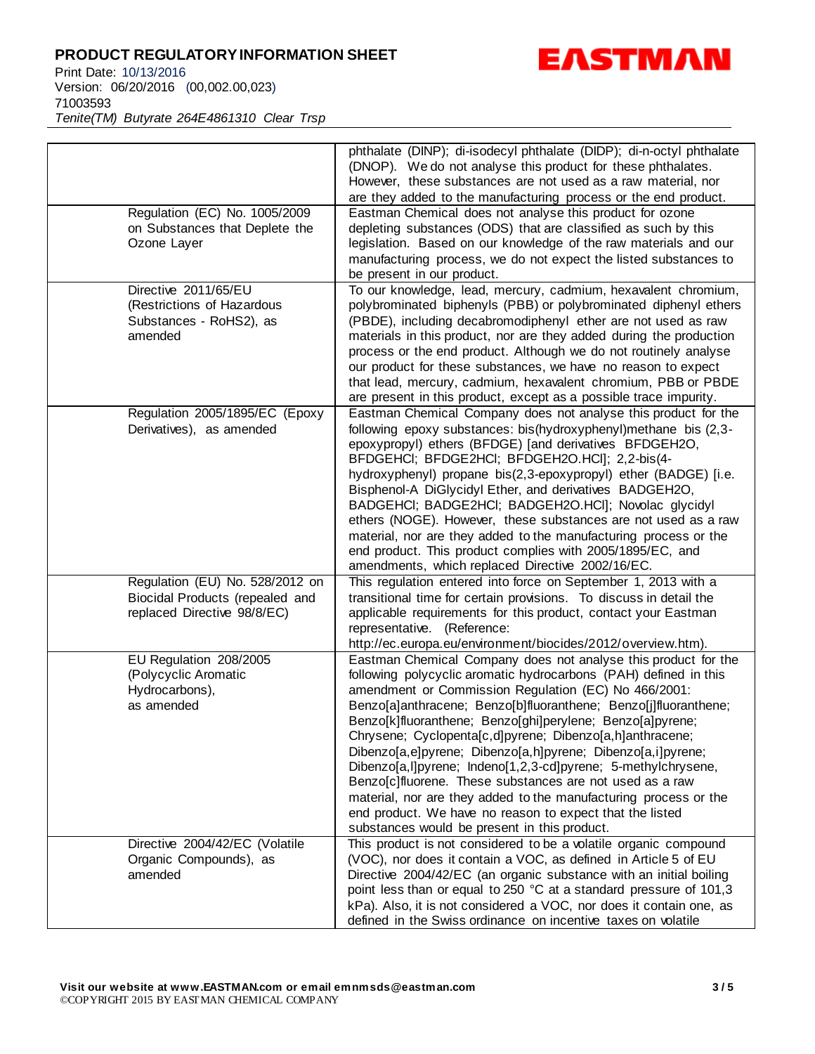**PRODUCT REGULATORY INFORMATION SHEET**

Print Date: 10/13/2016
Version: 06/20/2016 (00,002.00,023)
71003593
*Tenite(TM) Butyrate 264E4861310 Clear Trsp*

| | |
|---|---|
| | phthalate (DINP); di-isodecyl phthalate (DIDP); di-n-octyl phthalate (DNOP). We do not analyse this product for these phthalates. However, these substances are not used as a raw material, nor are they added to the manufacturing process or the end product. |
| Regulation (EC) No. 1005/2009 on Substances that Deplete the Ozone Layer | Eastman Chemical does not analyse this product for ozone depleting substances (ODS) that are classified as such by this legislation. Based on our knowledge of the raw materials and our manufacturing process, we do not expect the listed substances to be present in our product. |
| Directive 2011/65/EU (Restrictions of Hazardous Substances - RoHS2), as amended | To our knowledge, lead, mercury, cadmium, hexavalent chromium, polybrominated biphenyls (PBB) or polybrominated diphenyl ethers (PBDE), including decabromodiphenyl ether are not used as raw materials in this product, nor are they added during the production process or the end product. Although we do not routinely analyse our product for these substances, we have no reason to expect that lead, mercury, cadmium, hexavalent chromium, PBB or PBDE are present in this product, except as a possible trace impurity. |
| Regulation 2005/1895/EC (Epoxy Derivatives), as amended | Eastman Chemical Company does not analyse this product for the following epoxy substances: bis(hydroxyphenyl)methane bis (2,3-epoxypropyl) ethers (BFDGE) [and derivatives BFDGEH2O, BFDGEHCl; BFDGE2HCl; BFDGEH2O.HCl]; 2,2-bis(4-hydroxyphenyl) propane bis(2,3-epoxypropyl) ether (BADGE) [i.e. Bisphenol-A DiGlycidyl Ether, and derivatives BADGEH2O, BADGEHCl; BADGE2HCl; BADGEH2O.HCl]; Novolac glycidyl ethers (NOGE). However, these substances are not used as a raw material, nor are they added to the manufacturing process or the end product. This product complies with 2005/1895/EC, and amendments, which replaced Directive 2002/16/EC. |
| Regulation (EU) No. 528/2012 on Biocidal Products (repealed and replaced Directive 98/8/EC) | This regulation entered into force on September 1, 2013 with a transitional time for certain provisions. To discuss in detail the applicable requirements for this product, contact your Eastman representative. (Reference: http://ec.europa.eu/environment/biocides/2012/overview.htm). |
| EU Regulation 208/2005 (Polycyclic Aromatic Hydrocarbons), as amended | Eastman Chemical Company does not analyse this product for the following polycyclic aromatic hydrocarbons (PAH) defined in this amendment or Commission Regulation (EC) No 466/2001: Benzo[a]anthracene; Benzo[b]fluoranthene; Benzo[j]fluoranthene; Benzo[k]fluoranthene; Benzo[ghi]perylene; Benzo[a]pyrene; Chrysene; Cyclopenta[c,d]pyrene; Dibenzo[a,h]anthracene; Dibenzo[a,e]pyrene; Dibenzo[a,h]pyrene; Dibenzo[a,i]pyrene; Dibenzo[a,l]pyrene; Indeno[1,2,3-cd]pyrene; 5-methylchrysene, Benzo[c]fluorene. These substances are not used as a raw material, nor are they added to the manufacturing process or the end product. We have no reason to expect that the listed substances would be present in this product. |
| Directive 2004/42/EC (Volatile Organic Compounds), as amended | This product is not considered to be a volatile organic compound (VOC), nor does it contain a VOC, as defined in Article 5 of EU Directive 2004/42/EC (an organic substance with an initial boiling point less than or equal to 250 °C at a standard pressure of 101,3 kPa). Also, it is not considered a VOC, nor does it contain one, as defined in the Swiss ordinance on incentive taxes on volatile |

**Visit our website at www.EASTMAN.com or email emnmsds@eastman.com**
©COPYRIGHT 2015 BY EASTMAN CHEMICAL COMPANY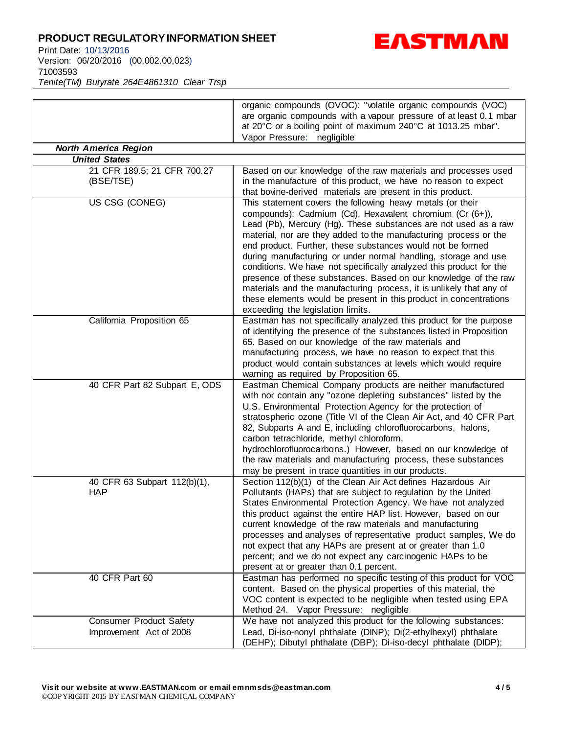| | |
|---|---|
| | organic compounds (OVOC): "volatile organic compounds (VOC) are organic compounds with a vapour pressure of at least 0.1 mbar at 20°C or a boiling point of maximum 240°C at 1013.25 mbar". Vapor Pressure: negligible |
| ***North America Region*** | |
| ***United States*** | |
| 21 CFR 189.5; 21 CFR 700.27 (BSE/TSE) | Based on our knowledge of the raw materials and processes used in the manufacture of this product, we have no reason to expect that bovine-derived materials are present in this product. |
| US CSG (CONEG) | This statement covers the following heavy metals (or their compounds): Cadmium (Cd), Hexavalent chromium (Cr (6+)), Lead (Pb), Mercury (Hg). These substances are not used as a raw material, nor are they added to the manufacturing process or the end product. Further, these substances would not be formed during manufacturing or under normal handling, storage and use conditions. We have not specifically analyzed this product for the presence of these substances. Based on our knowledge of the raw materials and the manufacturing process, it is unlikely that any of these elements would be present in this product in concentrations exceeding the legislation limits. |
| California Proposition 65 | Eastman has not specifically analyzed this product for the purpose of identifying the presence of the substances listed in Proposition 65. Based on our knowledge of the raw materials and manufacturing process, we have no reason to expect that this product would contain substances at levels which would require warning as required by Proposition 65. |
| 40 CFR Part 82 Subpart E, ODS | Eastman Chemical Company products are neither manufactured with nor contain any "ozone depleting substances" listed by the U.S. Environmental Protection Agency for the protection of stratospheric ozone (Title VI of the Clean Air Act, and 40 CFR Part 82, Subparts A and E, including chlorofluorocarbons, halons, carbon tetrachloride, methyl chloroform, hydrochlorofluorocarbons.) However, based on our knowledge of the raw materials and manufacturing process, these substances may be present in trace quantities in our products. |
| 40 CFR 63 Subpart 112(b)(1), HAP | Section 112(b)(1) of the Clean Air Act defines Hazardous Air Pollutants (HAPs) that are subject to regulation by the United States Environmental Protection Agency. We have not analyzed this product against the entire HAP list. However, based on our current knowledge of the raw materials and manufacturing processes and analyses of representative product samples, We do not expect that any HAPs are present at or greater than 1.0 percent; and we do not expect any carcinogenic HAPs to be present at or greater than 0.1 percent. |
| 40 CFR Part 60 | Eastman has performed no specific testing of this product for VOC content. Based on the physical properties of this material, the VOC content is expected to be negligible when tested using EPA Method 24. Vapor Pressure: negligible |
| Consumer Product Safety Improvement Act of 2008 | We have not analyzed this product for the following substances: Lead, Di-iso-nonyl phthalate (DINP); Di(2-ethylhexyl) phthalate (DEHP); Dibutyl phthalate (DBP); Di-iso-decyl phthalate (DIDP); |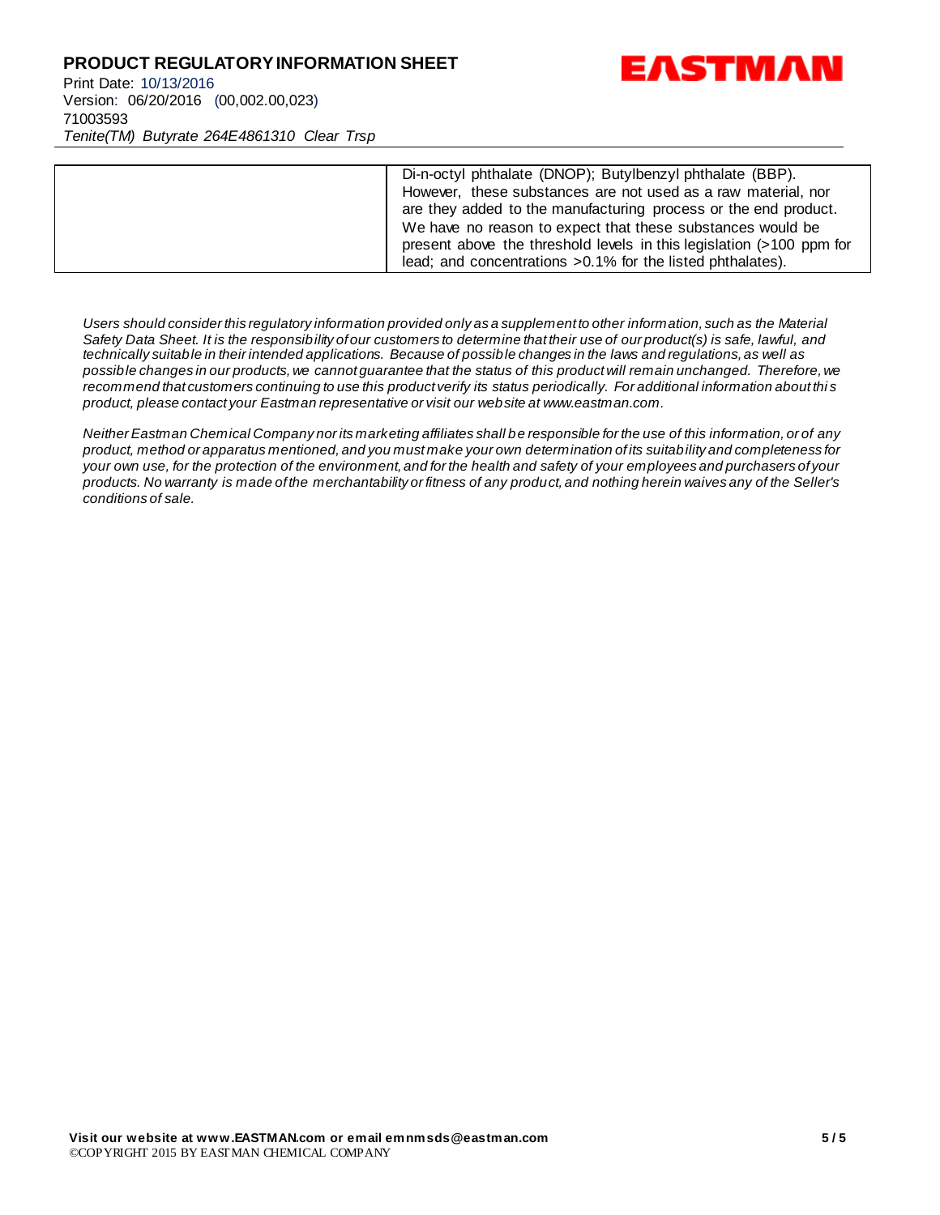| | |
|---|---|
| | Di-n-octyl phthalate (DNOP); Butylbenzyl phthalate (BBP). However, these substances are not used as a raw material, nor are they added to the manufacturing process or the end product. We have no reason to expect that these substances would be present above the threshold levels in this legislation (>100 ppm for lead; and concentrations >0.1% for the listed phthalates). |

*Users should consider this regulatory information provided only as a supplement to other information, such as the Material Safety Data Sheet. It is the responsibility of our customers to determine that their use of our product(s) is safe, lawful, and technically suitable in their intended applications. Because of possible changes in the laws and regulations, as well as possible changes in our products, we cannot guarantee that the status of this product will remain unchanged. Therefore, we recommend that customers continuing to use this product verify its status periodically. For additional information about this product, please contact your Eastman representative or visit our website at www.eastman.com.*

*Neither Eastman Chemical Company nor its marketing affiliates shall be responsible for the use of this information, or of any product, method or apparatus mentioned, and you must make your own determination of its suitability and completeness for your own use, for the protection of the environment, and for the health and safety of your employees and purchasers of your products. No warranty is made of the merchantability or fitness of any product, and nothing herein waives any of the Seller's conditions of sale.*